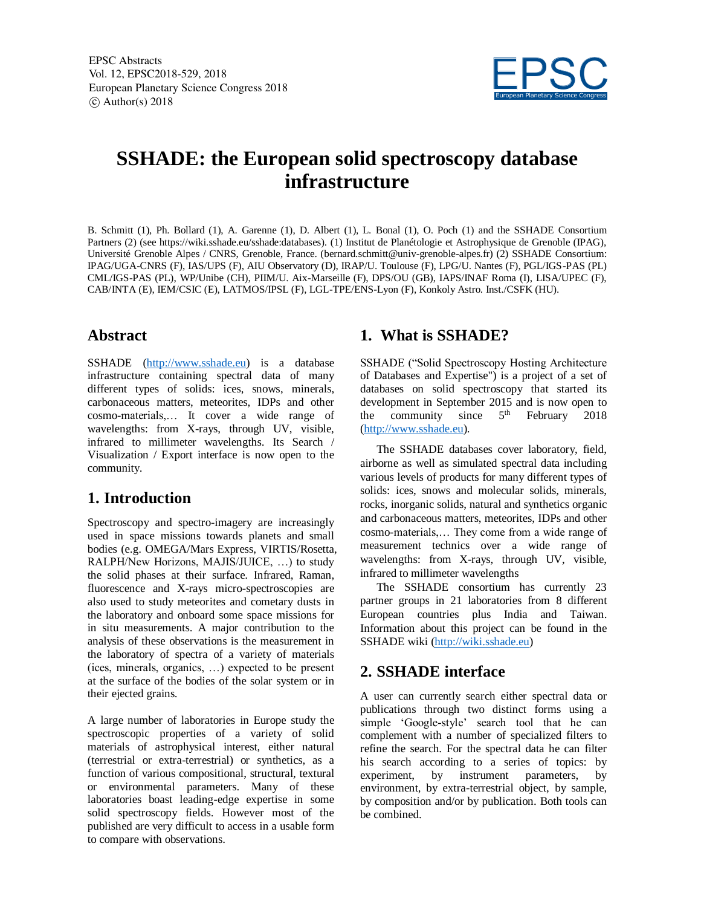# SSHADE: the European solid spectroscopy database infrastructure

B. Schmitt (1), Ph. Bollard (1), A. Garenne (1), D. Albert (1), L. Bonal (1), O. Poch (1) and the SSHADE Consortium Partners (2) (see https://wiki.sshade.eu/sshade:databases). (1) Institut de Planétologie et Astrophysique de Grenoble (IPAG), Université Grenoble Alpes / CNRS, Grenoble, France. (bernard.schmitt@univ-grenoble-alpes.fr) (2) SSHADE Consortium: IPAG/UGA-CNRS (F), IAS/UPS (F), AIU Observatory (D), IRAP/U. Toulouse (F), LPG/U. Nantes (F), PGL/IGS-PAS (PL) CML/IGS-PAS (PL), WP/Unibe (CH), PIIM/U. Aix-Marseille (F), DPS/OU (GB), IAPS/INAF Roma (I), LISA/UPEC (F), CAB/INTA (E), IEM/CSIC (E), LATMOS/IPSL (F), LGL-TPE/ENS-Lyon (F), Konkoly Astro. Inst./CSFK (HU).

## Abstract

SSHADE (http://www.sshade.eu) is a database infrastructure containing spectral data of many different types of solids: ices, snows, minerals, carbonaceous matters, meteorites, IDPs and other cosmo-materials,… It cover a wide range of wavelengths: from X-rays, through UV, visible, infrared to millimeter wavelengths. Its Search / Visualization / Export interface is now open to the community.

## 1. Introduction

Spectroscopy and spectro-imagery are increasingly used in space missions towards planets and small bodies (e.g. OMEGA/Mars Express, VIRTIS/Rosetta, RALPH/New Horizons, MAJIS/JUICE, …) to study the solid phases at their surface. Infrared, Raman, fluorescence and X-rays micro-spectroscopies are also used to study meteorites and cometary dusts in the laboratory and onboard some space missions for in situ measurements. A major contribution to the analysis of these observations is the measurement in the laboratory of spectra of a variety of materials (ices, minerals, organics, …) expected to be present at the surface of the bodies of the solar system or in their ejected grains.

A large number of laboratories in Europe study the spectroscopic properties of a variety of solid materials of astrophysical interest, either natural (terrestrial or extra-terrestrial) or synthetics, as a function of various compositional, structural, textural or environmental parameters. Many of these laboratories boast leading-edge expertise in some solid spectroscopy fields. However most of the published are very difficult to access in a usable form to compare with observations.

## 1. What is SSHADE?

SSHADE ("Solid Spectroscopy Hosting Architecture of Databases and Expertise") is a project of a set of databases on solid spectroscopy that started its development in September 2015 and is now open to the community since 5th February 2018 (http://www.sshade.eu).

The SSHADE databases cover laboratory, field, airborne as well as simulated spectral data including various levels of products for many different types of solids: ices, snows and molecular solids, minerals, rocks, inorganic solids, natural and synthetics organic and carbonaceous matters, meteorites, IDPs and other cosmo-materials,… They come from a wide range of measurement technics over a wide range of wavelengths: from X-rays, through UV, visible, infrared to millimeter wavelengths

The SSHADE consortium has currently 23 partner groups in 21 laboratories from 8 different European countries plus India and Taiwan. Information about this project can be found in the SSHADE wiki (http://wiki.sshade.eu)

## 2. SSHADE interface

A user can currently search either spectral data or publications through two distinct forms using a simple 'Google-style' search tool that he can complement with a number of specialized filters to refine the search. For the spectral data he can filter his search according to a series of topics: by experiment, by instrument parameters, by environment, by extra-terrestrial object, by sample, by composition and/or by publication. Both tools can be combined.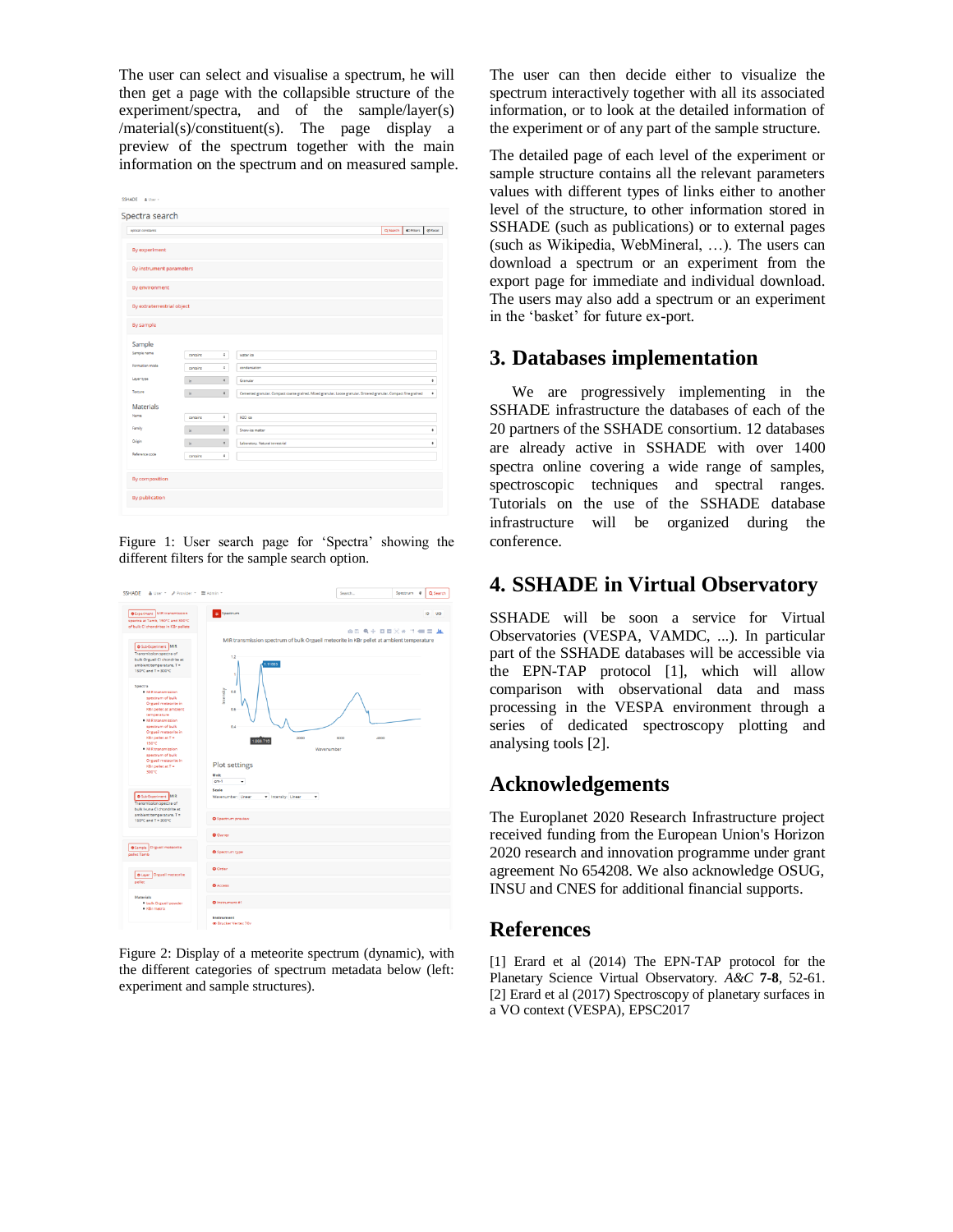The user can select and visualise a spectrum, he will then get a page with the collapsible structure of the experiment/spectra, and of the sample/layer(s) /material(s)/constituent(s). The page display a preview of the spectrum together with the main information on the spectrum and on measured sample.

Figure 1: User search page for 'Spectra' showing the different filters for the sample search option.

Figure 2: Display of a meteorite spectrum (dynamic), with the different categories of spectrum metadata below (left: experiment and sample structures).

The user can then decide either to visualize the spectrum interactively together with all its associated information, or to look at the detailed information of the experiment or of any part of the sample structure.

The detailed page of each level of the experiment or sample structure contains all the relevant parameters values with different types of links either to another level of the structure, to other information stored in SSHADE (such as publications) or to external pages (such as Wikipedia, WebMineral, …). The users can download a spectrum or an experiment from the export page for immediate and individual download. The users may also add a spectrum or an experiment in the 'basket' for future ex-port.

## 3. Databases implementation

We are progressively implementing in the SSHADE infrastructure the databases of each of the 20 partners of the SSHADE consortium. 12 databases are already active in SSHADE with over 1400 spectra online covering a wide range of samples, spectroscopic techniques and spectral ranges. Tutorials on the use of the SSHADE database infrastructure will be organized during the conference.

## 4. SSHADE in Virtual Observatory

SSHADE will be soon a service for Virtual Observatories (VESPA, VAMDC, ...). In particular part of the SSHADE databases will be accessible via the EPN-TAP protocol [1], which will allow comparison with observational data and mass processing in the VESPA environment through a series of dedicated spectroscopy plotting and analysing tools [2].

## Acknowledgements

The Europlanet 2020 Research Infrastructure project received funding from the European Union's Horizon 2020 research and innovation programme under grant agreement No 654208. We also acknowledge OSUG, INSU and CNES for additional financial supports.

## References

[1] Erard et al (2014) The EPN-TAP protocol for the Planetary Science Virtual Observatory. *A&C* **7-8**, 52-61.
[2] Erard et al (2017) Spectroscopy of planetary surfaces in a VO context (VESPA), EPSC2017